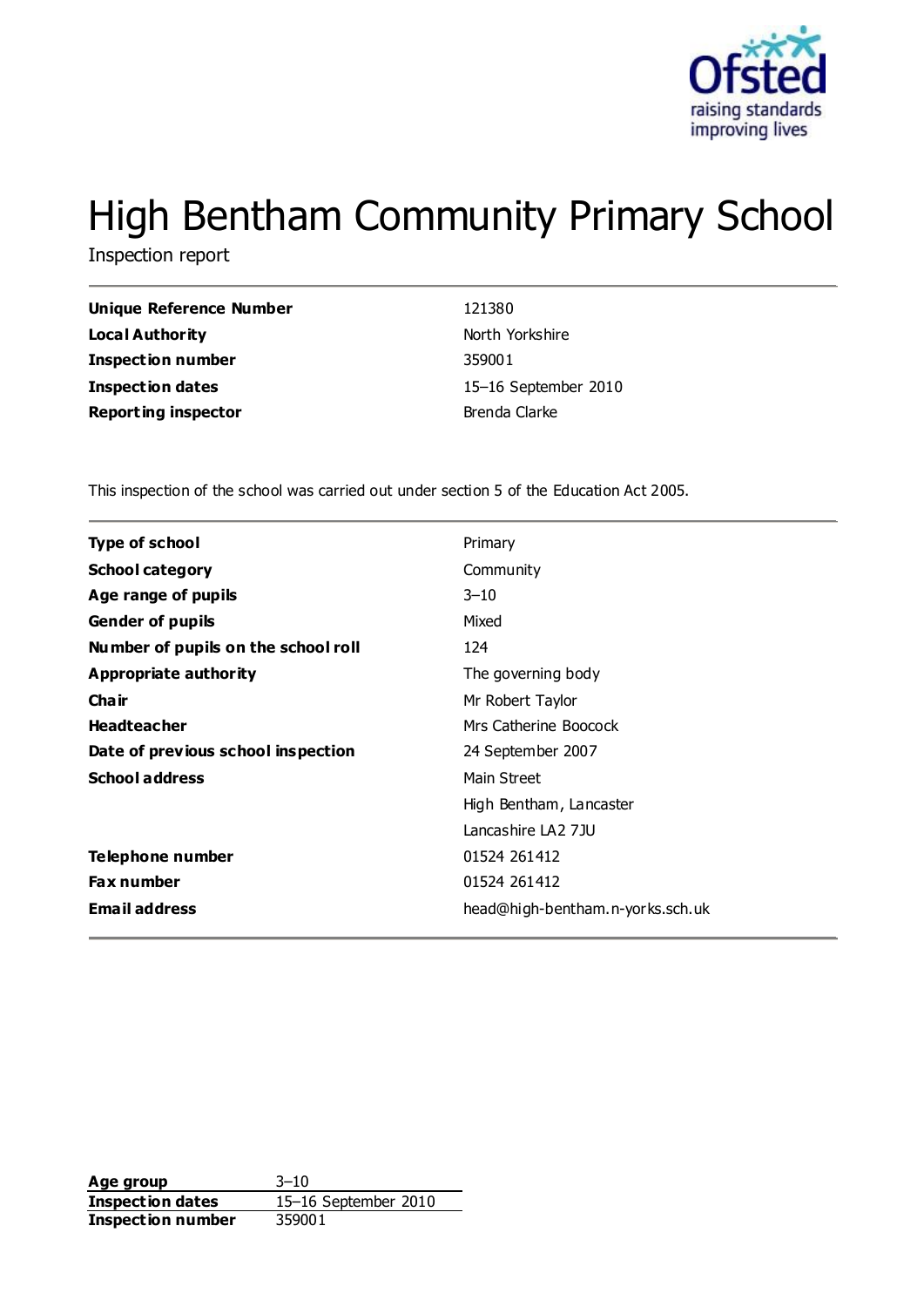# High Bentham Community Primary School

Inspection report

| | |
|---|---|
| **Unique Reference Number** | 121380 |
| **Local Authority** | North Yorkshire |
| **Inspection number** | 359001 |
| **Inspection dates** | 15–16 September 2010 |
| **Reporting inspector** | Brenda Clarke |

This inspection of the school was carried out under section 5 of the Education Act 2005.

| | |
|---|---|
| **Type of school** | Primary |
| **School category** | Community |
| **Age range of pupils** | 3–10 |
| **Gender of pupils** | Mixed |
| **Number of pupils on the school roll** | 124 |
| **Appropriate authority** | The governing body |
| **Chair** | Mr Robert Taylor |
| **Headteacher** | Mrs Catherine Boocock |
| **Date of previous school inspection** | 24 September 2007 |
| **School address** | Main Street<br>High Bentham, Lancaster<br>Lancashire LA2 7JU |
| **Telephone number** | 01524 261412 |
| **Fax number** | 01524 261412 |
| **Email address** | head@high-bentham.n-yorks.sch.uk |

| | |
|---|---|
| **Age group** | 3–10 |
| **Inspection dates** | 15–16 September 2010 |
| **Inspection number** | 359001 |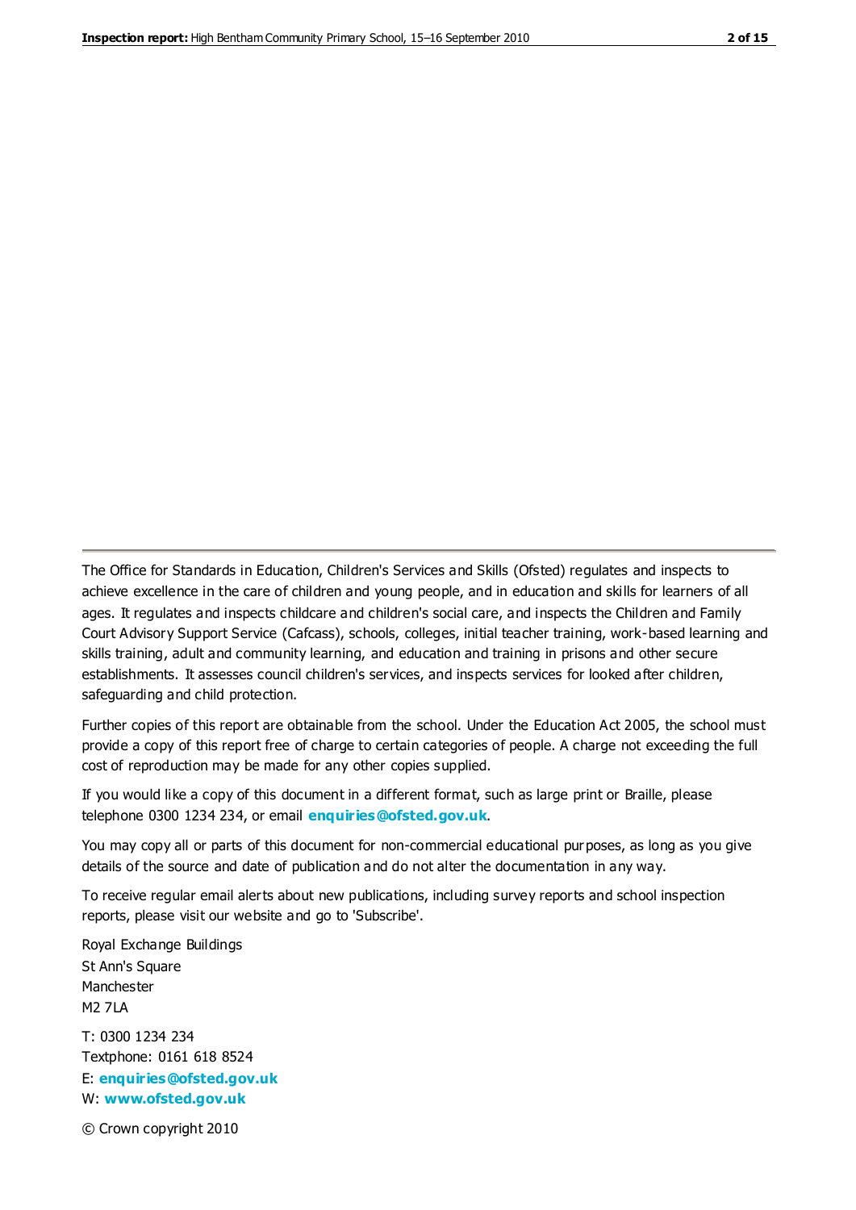The Office for Standards in Education, Children's Services and Skills (Ofsted) regulates and inspects to achieve excellence in the care of children and young people, and in education and skills for learners of all ages. It regulates and inspects childcare and children's social care, and inspects the Children and Family Court Advisory Support Service (Cafcass), schools, colleges, initial teacher training, work-based learning and skills training, adult and community learning, and education and training in prisons and other secure establishments. It assesses council children's services, and inspects services for looked after children, safeguarding and child protection.

Further copies of this report are obtainable from the school. Under the Education Act 2005, the school must provide a copy of this report free of charge to certain categories of people. A charge not exceeding the full cost of reproduction may be made for any other copies supplied.

If you would like a copy of this document in a different format, such as large print or Braille, please telephone 0300 1234 234, or email **enquiries@ofsted.gov.uk**.

You may copy all or parts of this document for non-commercial educational purposes, as long as you give details of the source and date of publication and do not alter the documentation in any way.

To receive regular email alerts about new publications, including survey reports and school inspection reports, please visit our website and go to 'Subscribe'.

Royal Exchange Buildings
St Ann's Square
Manchester
M2 7LA

T: 0300 1234 234
Textphone: 0161 618 8524
E: **enquiries@ofsted.gov.uk**
W: **www.ofsted.gov.uk**

© Crown copyright 2010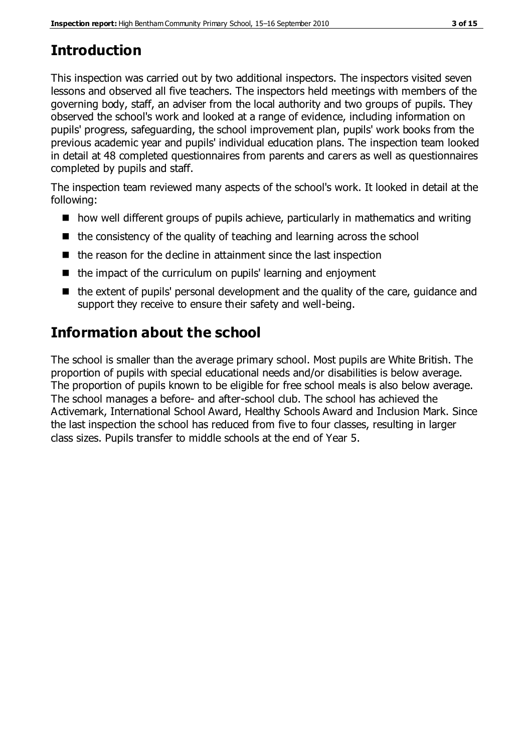## Introduction

This inspection was carried out by two additional inspectors. The inspectors visited seven lessons and observed all five teachers. The inspectors held meetings with members of the governing body, staff, an adviser from the local authority and two groups of pupils. They observed the school's work and looked at a range of evidence, including information on pupils' progress, safeguarding, the school improvement plan, pupils' work books from the previous academic year and pupils' individual education plans. The inspection team looked in detail at 48 completed questionnaires from parents and carers as well as questionnaires completed by pupils and staff.

The inspection team reviewed many aspects of the school's work. It looked in detail at the following:

- how well different groups of pupils achieve, particularly in mathematics and writing
- the consistency of the quality of teaching and learning across the school
- the reason for the decline in attainment since the last inspection
- the impact of the curriculum on pupils' learning and enjoyment
- the extent of pupils' personal development and the quality of the care, guidance and support they receive to ensure their safety and well-being.

## Information about the school

The school is smaller than the average primary school. Most pupils are White British. The proportion of pupils with special educational needs and/or disabilities is below average. The proportion of pupils known to be eligible for free school meals is also below average. The school manages a before- and after-school club. The school has achieved the Activemark, International School Award, Healthy Schools Award and Inclusion Mark. Since the last inspection the school has reduced from five to four classes, resulting in larger class sizes. Pupils transfer to middle schools at the end of Year 5.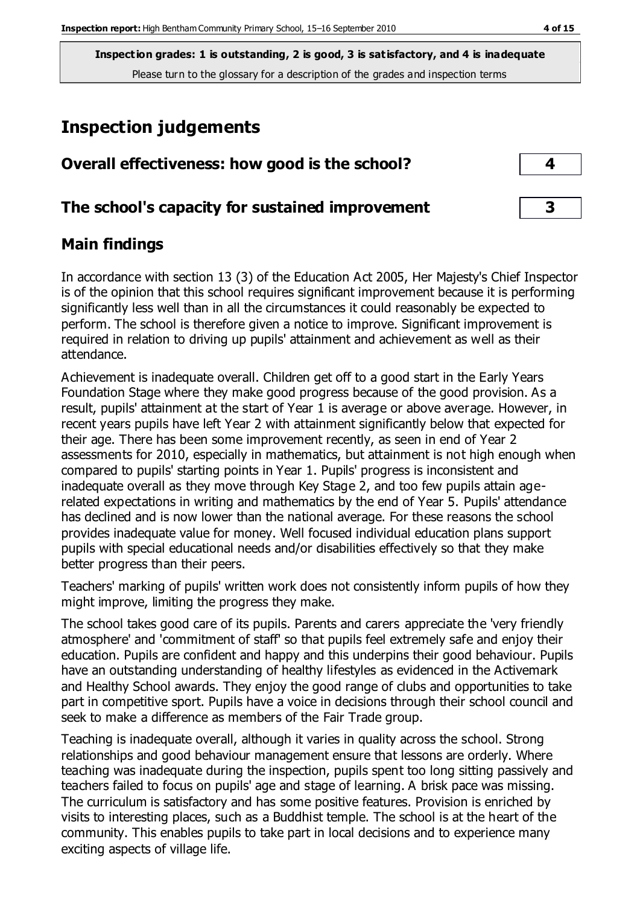**Inspection grades: 1 is outstanding, 2 is good, 3 is satisfactory, and 4 is inadequate**
Please turn to the glossary for a description of the grades and inspection terms

# Inspection judgements

| **Overall effectiveness: how good is the school?** | **4** |
|---|---|
| **The school's capacity for sustained improvement** | **3** |

## Main findings

In accordance with section 13 (3) of the Education Act 2005, Her Majesty's Chief Inspector is of the opinion that this school requires significant improvement because it is performing significantly less well than in all the circumstances it could reasonably be expected to perform. The school is therefore given a notice to improve. Significant improvement is required in relation to driving up pupils' attainment and achievement as well as their attendance.

Achievement is inadequate overall. Children get off to a good start in the Early Years Foundation Stage where they make good progress because of the good provision. As a result, pupils' attainment at the start of Year 1 is average or above average. However, in recent years pupils have left Year 2 with attainment significantly below that expected for their age. There has been some improvement recently, as seen in end of Year 2 assessments for 2010, especially in mathematics, but attainment is not high enough when compared to pupils' starting points in Year 1. Pupils' progress is inconsistent and inadequate overall as they move through Key Stage 2, and too few pupils attain age-related expectations in writing and mathematics by the end of Year 5. Pupils' attendance has declined and is now lower than the national average. For these reasons the school provides inadequate value for money. Well focused individual education plans support pupils with special educational needs and/or disabilities effectively so that they make better progress than their peers.

Teachers' marking of pupils' written work does not consistently inform pupils of how they might improve, limiting the progress they make.

The school takes good care of its pupils. Parents and carers appreciate the 'very friendly atmosphere' and 'commitment of staff' so that pupils feel extremely safe and enjoy their education. Pupils are confident and happy and this underpins their good behaviour. Pupils have an outstanding understanding of healthy lifestyles as evidenced in the Activemark and Healthy School awards. They enjoy the good range of clubs and opportunities to take part in competitive sport. Pupils have a voice in decisions through their school council and seek to make a difference as members of the Fair Trade group.

Teaching is inadequate overall, although it varies in quality across the school. Strong relationships and good behaviour management ensure that lessons are orderly. Where teaching was inadequate during the inspection, pupils spent too long sitting passively and teachers failed to focus on pupils' age and stage of learning. A brisk pace was missing. The curriculum is satisfactory and has some positive features. Provision is enriched by visits to interesting places, such as a Buddhist temple. The school is at the heart of the community. This enables pupils to take part in local decisions and to experience many exciting aspects of village life.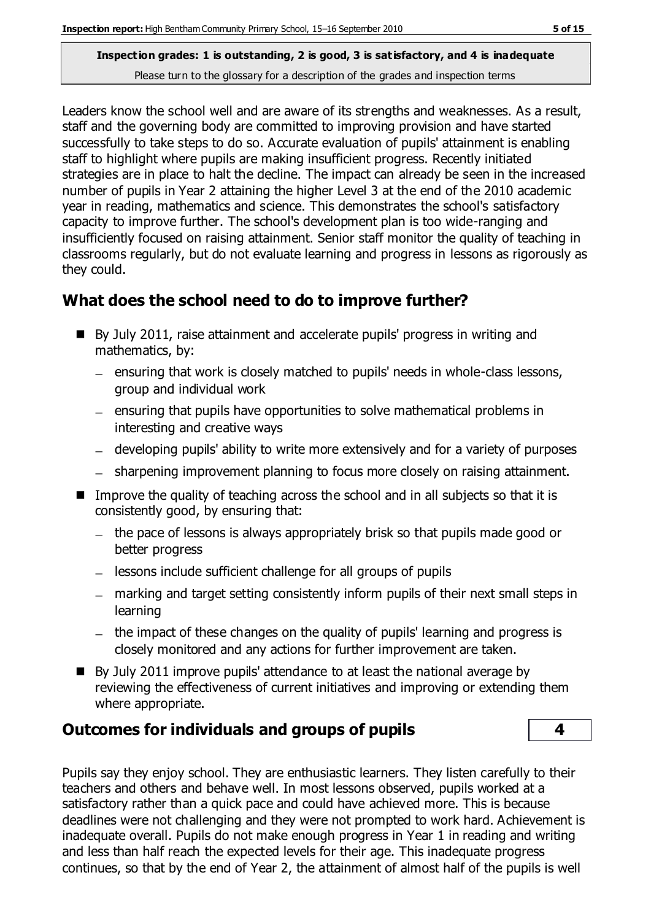**Inspection grades: 1 is outstanding, 2 is good, 3 is satisfactory, and 4 is inadequate**
Please turn to the glossary for a description of the grades and inspection terms

Leaders know the school well and are aware of its strengths and weaknesses. As a result, staff and the governing body are committed to improving provision and have started successfully to take steps to do so. Accurate evaluation of pupils' attainment is enabling staff to highlight where pupils are making insufficient progress. Recently initiated strategies are in place to halt the decline. The impact can already be seen in the increased number of pupils in Year 2 attaining the higher Level 3 at the end of the 2010 academic year in reading, mathematics and science. This demonstrates the school's satisfactory capacity to improve further. The school's development plan is too wide-ranging and insufficiently focused on raising attainment. Senior staff monitor the quality of teaching in classrooms regularly, but do not evaluate learning and progress in lessons as rigorously as they could.

## What does the school need to do to improve further?

- By July 2011, raise attainment and accelerate pupils' progress in writing and mathematics, by:
  - ensuring that work is closely matched to pupils' needs in whole-class lessons, group and individual work
  - ensuring that pupils have opportunities to solve mathematical problems in interesting and creative ways
  - developing pupils' ability to write more extensively and for a variety of purposes
  - sharpening improvement planning to focus more closely on raising attainment.
- Improve the quality of teaching across the school and in all subjects so that it is consistently good, by ensuring that:
  - the pace of lessons is always appropriately brisk so that pupils made good or better progress
  - lessons include sufficient challenge for all groups of pupils
  - marking and target setting consistently inform pupils of their next small steps in learning
  - the impact of these changes on the quality of pupils' learning and progress is closely monitored and any actions for further improvement are taken.
- By July 2011 improve pupils' attendance to at least the national average by reviewing the effectiveness of current initiatives and improving or extending them where appropriate.

## Outcomes for individuals and groups of pupils — 4

Pupils say they enjoy school. They are enthusiastic learners. They listen carefully to their teachers and others and behave well. In most lessons observed, pupils worked at a satisfactory rather than a quick pace and could have achieved more. This is because deadlines were not challenging and they were not prompted to work hard. Achievement is inadequate overall. Pupils do not make enough progress in Year 1 in reading and writing and less than half reach the expected levels for their age. This inadequate progress continues, so that by the end of Year 2, the attainment of almost half of the pupils is well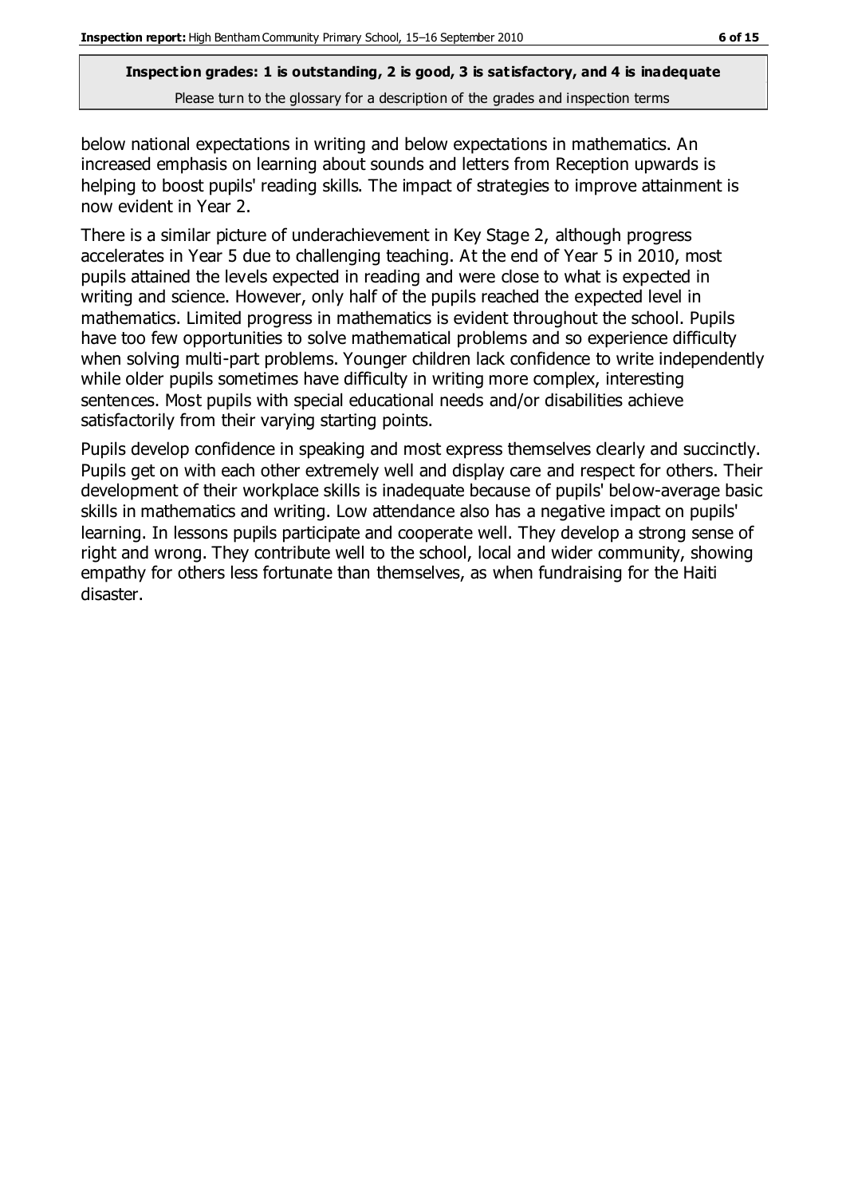below national expectations in writing and below expectations in mathematics. An increased emphasis on learning about sounds and letters from Reception upwards is helping to boost pupils' reading skills. The impact of strategies to improve attainment is now evident in Year 2.

There is a similar picture of underachievement in Key Stage 2, although progress accelerates in Year 5 due to challenging teaching. At the end of Year 5 in 2010, most pupils attained the levels expected in reading and were close to what is expected in writing and science. However, only half of the pupils reached the expected level in mathematics. Limited progress in mathematics is evident throughout the school. Pupils have too few opportunities to solve mathematical problems and so experience difficulty when solving multi-part problems. Younger children lack confidence to write independently while older pupils sometimes have difficulty in writing more complex, interesting sentences. Most pupils with special educational needs and/or disabilities achieve satisfactorily from their varying starting points.

Pupils develop confidence in speaking and most express themselves clearly and succinctly. Pupils get on with each other extremely well and display care and respect for others. Their development of their workplace skills is inadequate because of pupils' below-average basic skills in mathematics and writing. Low attendance also has a negative impact on pupils' learning. In lessons pupils participate and cooperate well. They develop a strong sense of right and wrong. They contribute well to the school, local and wider community, showing empathy for others less fortunate than themselves, as when fundraising for the Haiti disaster.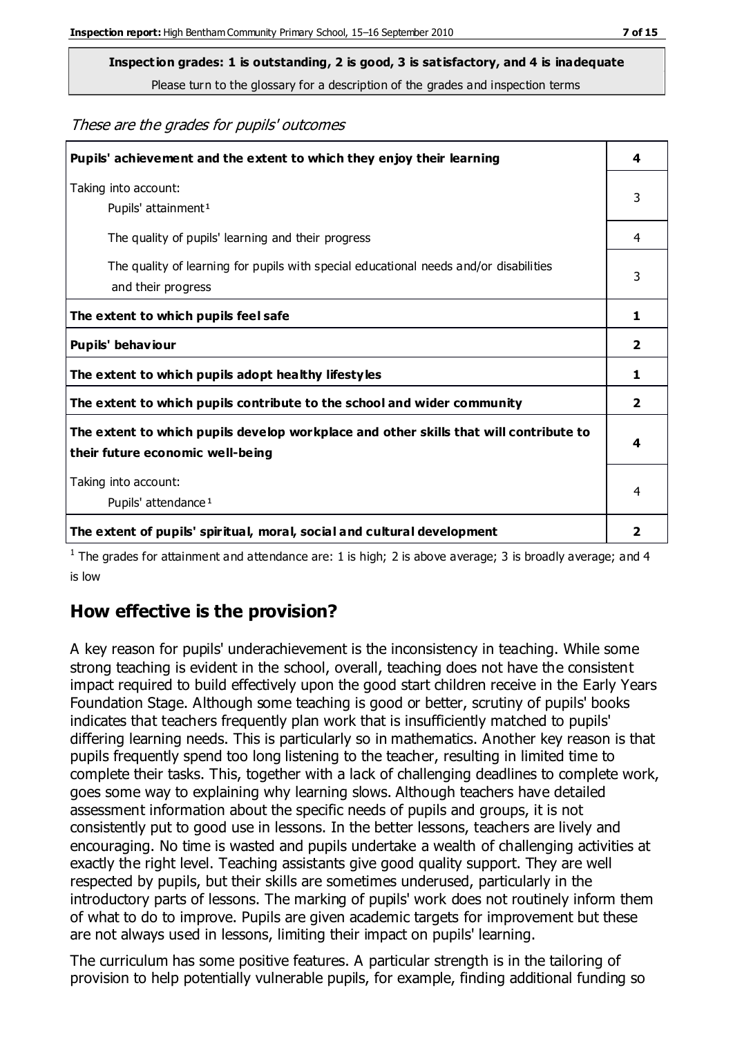**Inspection grades: 1 is outstanding, 2 is good, 3 is satisfactory, and 4 is inadequate**

Please turn to the glossary for a description of the grades and inspection terms

*These are the grades for pupils' outcomes*

| | |
|---|---|
| **Pupils' achievement and the extent to which they enjoy their learning** | **4** |
| Taking into account:<br>Pupils' attainment[1] | 3 |
| The quality of pupils' learning and their progress | 4 |
| The quality of learning for pupils with special educational needs and/or disabilities and their progress | 3 |
| **The extent to which pupils feel safe** | **1** |
| **Pupils' behaviour** | **2** |
| **The extent to which pupils adopt healthy lifestyles** | **1** |
| **The extent to which pupils contribute to the school and wider community** | **2** |
| **The extent to which pupils develop workplace and other skills that will contribute to their future economic well-being** | **4** |
| Taking into account:<br>Pupils' attendance[1] | 4 |
| **The extent of pupils' spiritual, moral, social and cultural development** | **2** |

[1] The grades for attainment and attendance are: 1 is high; 2 is above average; 3 is broadly average; and 4 is low

## How effective is the provision?

A key reason for pupils' underachievement is the inconsistency in teaching. While some strong teaching is evident in the school, overall, teaching does not have the consistent impact required to build effectively upon the good start children receive in the Early Years Foundation Stage. Although some teaching is good or better, scrutiny of pupils' books indicates that teachers frequently plan work that is insufficiently matched to pupils' differing learning needs. This is particularly so in mathematics. Another key reason is that pupils frequently spend too long listening to the teacher, resulting in limited time to complete their tasks. This, together with a lack of challenging deadlines to complete work, goes some way to explaining why learning slows. Although teachers have detailed assessment information about the specific needs of pupils and groups, it is not consistently put to good use in lessons. In the better lessons, teachers are lively and encouraging. No time is wasted and pupils undertake a wealth of challenging activities at exactly the right level. Teaching assistants give good quality support. They are well respected by pupils, but their skills are sometimes underused, particularly in the introductory parts of lessons. The marking of pupils' work does not routinely inform them of what to do to improve. Pupils are given academic targets for improvement but these are not always used in lessons, limiting their impact on pupils' learning.

The curriculum has some positive features. A particular strength is in the tailoring of provision to help potentially vulnerable pupils, for example, finding additional funding so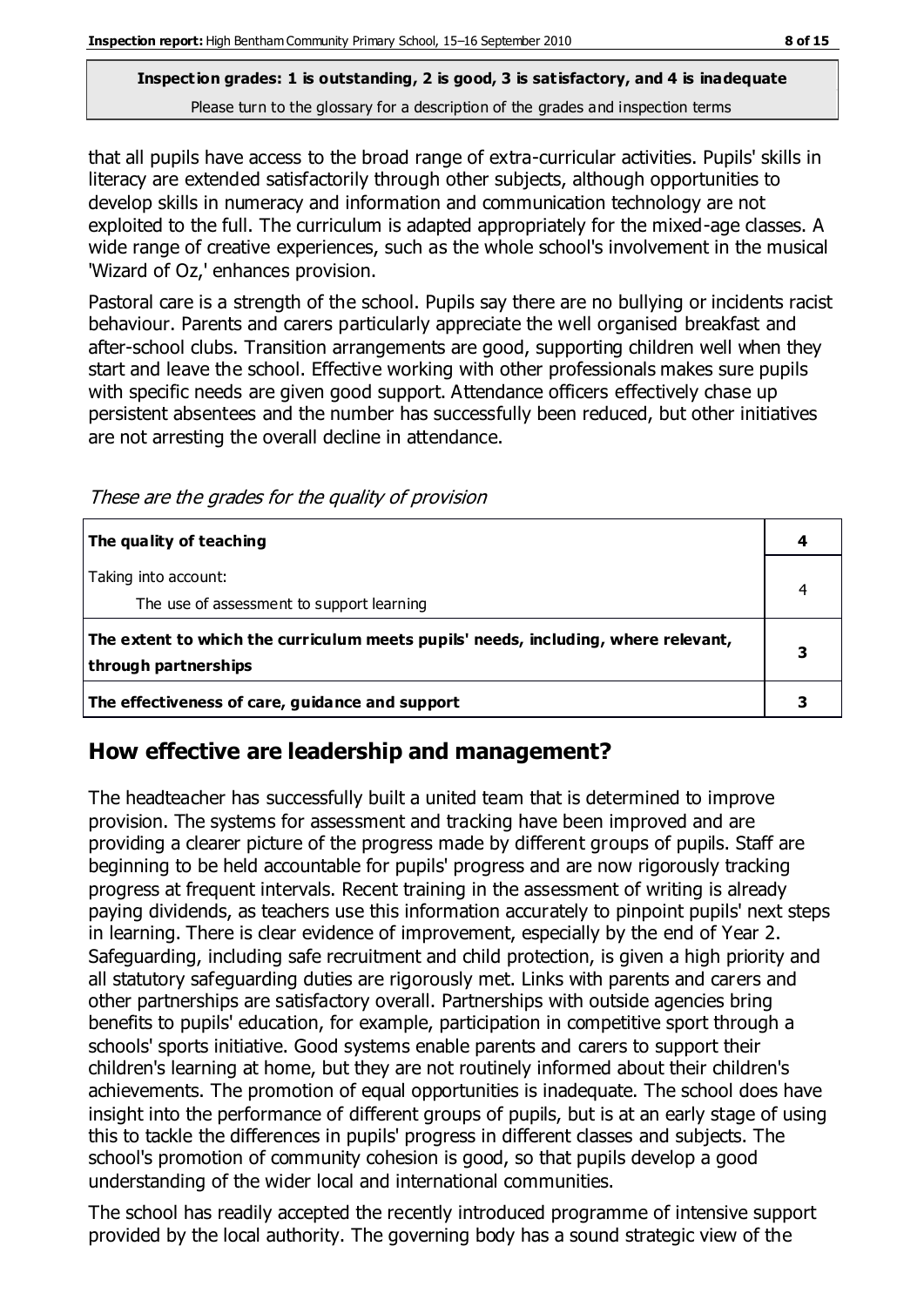**Inspection grades: 1 is outstanding, 2 is good, 3 is satisfactory, and 4 is inadequate**

Please turn to the glossary for a description of the grades and inspection terms

that all pupils have access to the broad range of extra-curricular activities. Pupils' skills in literacy are extended satisfactorily through other subjects, although opportunities to develop skills in numeracy and information and communication technology are not exploited to the full. The curriculum is adapted appropriately for the mixed-age classes. A wide range of creative experiences, such as the whole school's involvement in the musical 'Wizard of Oz,' enhances provision.

Pastoral care is a strength of the school. Pupils say there are no bullying or incidents racist behaviour. Parents and carers particularly appreciate the well organised breakfast and after-school clubs. Transition arrangements are good, supporting children well when they start and leave the school. Effective working with other professionals makes sure pupils with specific needs are given good support. Attendance officers effectively chase up persistent absentees and the number has successfully been reduced, but other initiatives are not arresting the overall decline in attendance.

*These are the grades for the quality of provision*

| | |
|---|---|
| **The quality of teaching** | **4** |
| Taking into account:<br>The use of assessment to support learning | 4 |
| **The extent to which the curriculum meets pupils' needs, including, where relevant, through partnerships** | **3** |
| **The effectiveness of care, guidance and support** | **3** |

## How effective are leadership and management?

The headteacher has successfully built a united team that is determined to improve provision. The systems for assessment and tracking have been improved and are providing a clearer picture of the progress made by different groups of pupils. Staff are beginning to be held accountable for pupils' progress and are now rigorously tracking progress at frequent intervals. Recent training in the assessment of writing is already paying dividends, as teachers use this information accurately to pinpoint pupils' next steps in learning. There is clear evidence of improvement, especially by the end of Year 2. Safeguarding, including safe recruitment and child protection, is given a high priority and all statutory safeguarding duties are rigorously met. Links with parents and carers and other partnerships are satisfactory overall. Partnerships with outside agencies bring benefits to pupils' education, for example, participation in competitive sport through a schools' sports initiative. Good systems enable parents and carers to support their children's learning at home, but they are not routinely informed about their children's achievements. The promotion of equal opportunities is inadequate. The school does have insight into the performance of different groups of pupils, but is at an early stage of using this to tackle the differences in pupils' progress in different classes and subjects. The school's promotion of community cohesion is good, so that pupils develop a good understanding of the wider local and international communities.

The school has readily accepted the recently introduced programme of intensive support provided by the local authority. The governing body has a sound strategic view of the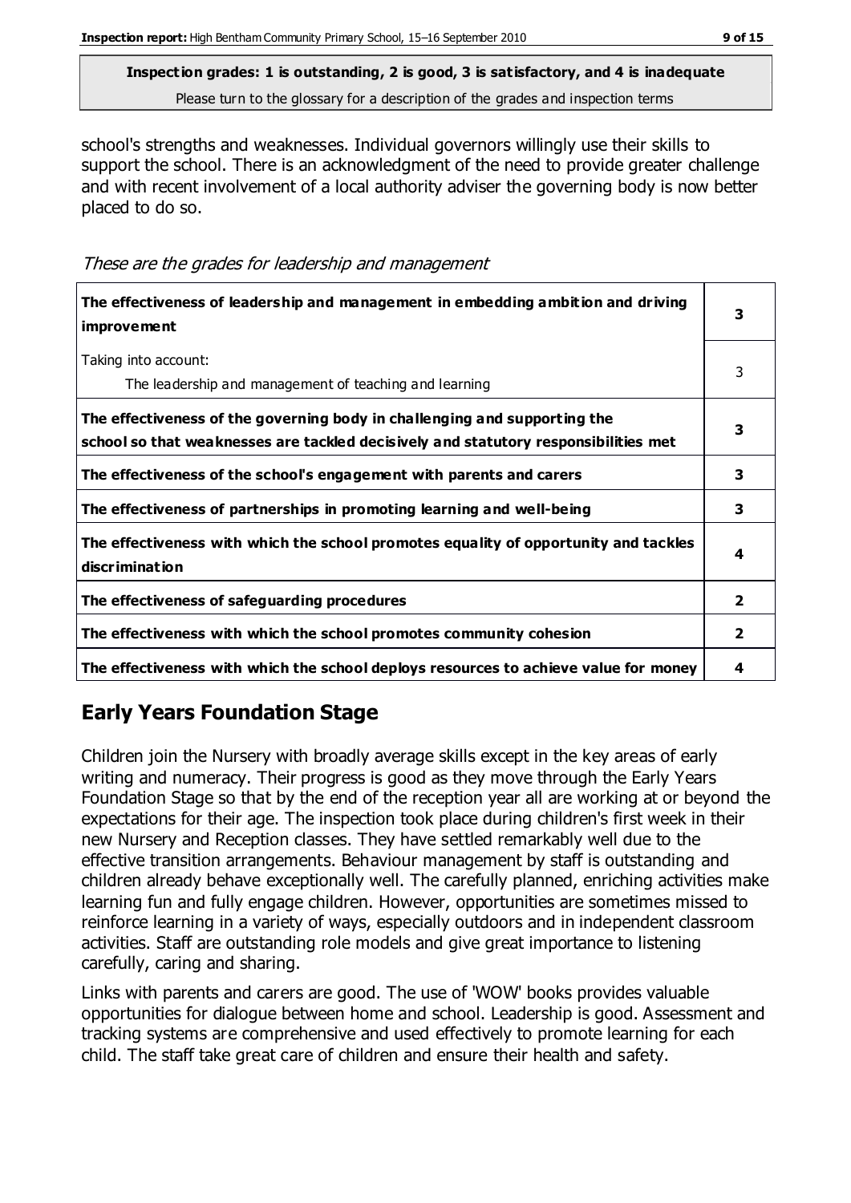**Inspection grades: 1 is outstanding, 2 is good, 3 is satisfactory, and 4 is inadequate**
Please turn to the glossary for a description of the grades and inspection terms

school's strengths and weaknesses. Individual governors willingly use their skills to support the school. There is an acknowledgment of the need to provide greater challenge and with recent involvement of a local authority adviser the governing body is now better placed to do so.

*These are the grades for leadership and management*

| | |
|---|---|
| **The effectiveness of leadership and management in embedding ambition and driving improvement** | **3** |
| Taking into account:<br>The leadership and management of teaching and learning | 3 |
| **The effectiveness of the governing body in challenging and supporting the school so that weaknesses are tackled decisively and statutory responsibilities met** | **3** |
| **The effectiveness of the school's engagement with parents and carers** | **3** |
| **The effectiveness of partnerships in promoting learning and well-being** | **3** |
| **The effectiveness with which the school promotes equality of opportunity and tackles discrimination** | **4** |
| **The effectiveness of safeguarding procedures** | **2** |
| **The effectiveness with which the school promotes community cohesion** | **2** |
| **The effectiveness with which the school deploys resources to achieve value for money** | **4** |

## Early Years Foundation Stage

Children join the Nursery with broadly average skills except in the key areas of early writing and numeracy. Their progress is good as they move through the Early Years Foundation Stage so that by the end of the reception year all are working at or beyond the expectations for their age. The inspection took place during children's first week in their new Nursery and Reception classes. They have settled remarkably well due to the effective transition arrangements. Behaviour management by staff is outstanding and children already behave exceptionally well. The carefully planned, enriching activities make learning fun and fully engage children. However, opportunities are sometimes missed to reinforce learning in a variety of ways, especially outdoors and in independent classroom activities. Staff are outstanding role models and give great importance to listening carefully, caring and sharing.

Links with parents and carers are good. The use of 'WOW' books provides valuable opportunities for dialogue between home and school. Leadership is good. Assessment and tracking systems are comprehensive and used effectively to promote learning for each child. The staff take great care of children and ensure their health and safety.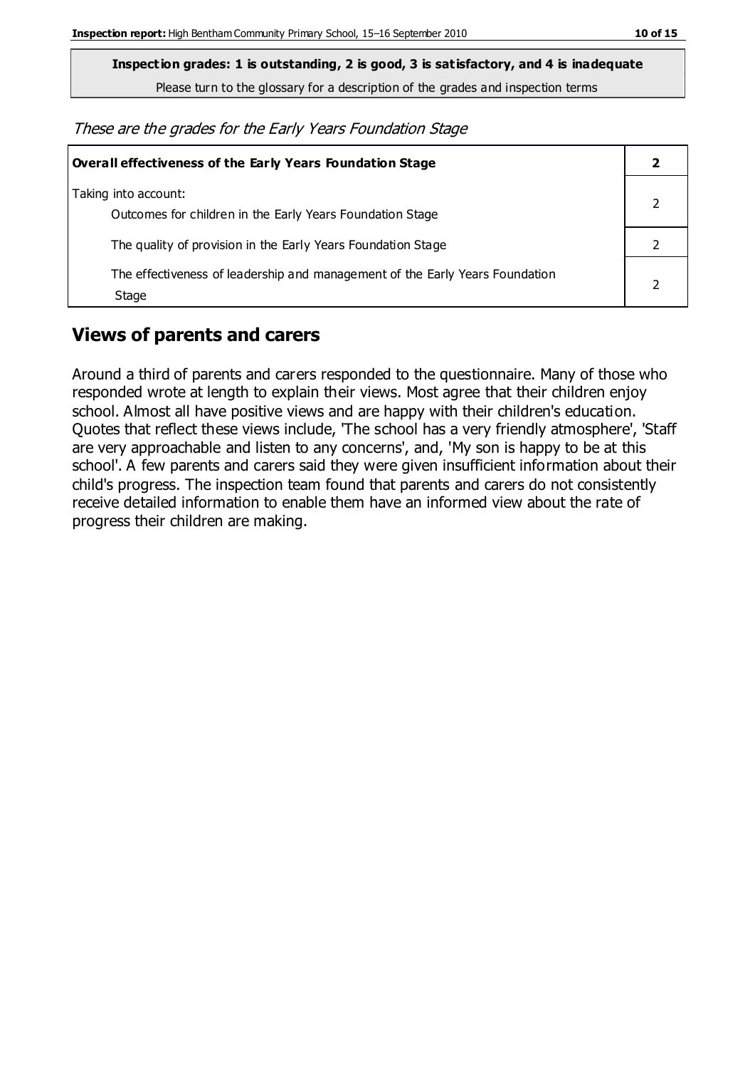**Inspection grades: 1 is outstanding, 2 is good, 3 is satisfactory, and 4 is inadequate**
Please turn to the glossary for a description of the grades and inspection terms

*These are the grades for the Early Years Foundation Stage*

| **Overall effectiveness of the Early Years Foundation Stage** | **2** |
|---|---|
| Taking into account:<br>Outcomes for children in the Early Years Foundation Stage | 2 |
| The quality of provision in the Early Years Foundation Stage | 2 |
| The effectiveness of leadership and management of the Early Years Foundation Stage | 2 |

## Views of parents and carers

Around a third of parents and carers responded to the questionnaire. Many of those who responded wrote at length to explain their views. Most agree that their children enjoy school. Almost all have positive views and are happy with their children's education. Quotes that reflect these views include, 'The school has a very friendly atmosphere', 'Staff are very approachable and listen to any concerns', and, 'My son is happy to be at this school'. A few parents and carers said they were given insufficient information about their child's progress. The inspection team found that parents and carers do not consistently receive detailed information to enable them have an informed view about the rate of progress their children are making.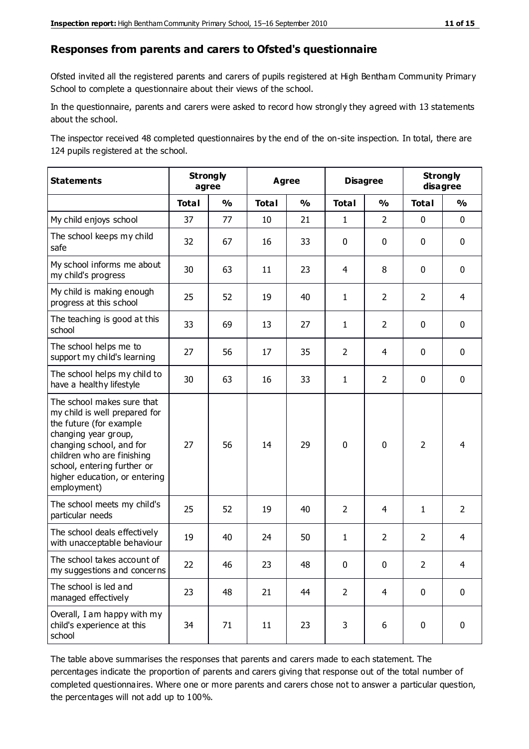## Responses from parents and carers to Ofsted's questionnaire

Ofsted invited all the registered parents and carers of pupils registered at High Bentham Community Primary School to complete a questionnaire about their views of the school.

In the questionnaire, parents and carers were asked to record how strongly they agreed with 13 statements about the school.

The inspector received 48 completed questionnaires by the end of the on-site inspection. In total, there are 124 pupils registered at the school.

| Statements | Strongly agree | | Agree | | Disagree | | Strongly disagree | |
|---|---|---|---|---|---|---|---|---|
| | Total | % | Total | % | Total | % | Total | % |
| My child enjoys school | 37 | 77 | 10 | 21 | 1 | 2 | 0 | 0 |
| The school keeps my child safe | 32 | 67 | 16 | 33 | 0 | 0 | 0 | 0 |
| My school informs me about my child's progress | 30 | 63 | 11 | 23 | 4 | 8 | 0 | 0 |
| My child is making enough progress at this school | 25 | 52 | 19 | 40 | 1 | 2 | 2 | 4 |
| The teaching is good at this school | 33 | 69 | 13 | 27 | 1 | 2 | 0 | 0 |
| The school helps me to support my child's learning | 27 | 56 | 17 | 35 | 2 | 4 | 0 | 0 |
| The school helps my child to have a healthy lifestyle | 30 | 63 | 16 | 33 | 1 | 2 | 0 | 0 |
| The school makes sure that my child is well prepared for the future (for example changing year group, changing school, and for children who are finishing school, entering further or higher education, or entering employment) | 27 | 56 | 14 | 29 | 0 | 0 | 2 | 4 |
| The school meets my child's particular needs | 25 | 52 | 19 | 40 | 2 | 4 | 1 | 2 |
| The school deals effectively with unacceptable behaviour | 19 | 40 | 24 | 50 | 1 | 2 | 2 | 4 |
| The school takes account of my suggestions and concerns | 22 | 46 | 23 | 48 | 0 | 0 | 2 | 4 |
| The school is led and managed effectively | 23 | 48 | 21 | 44 | 2 | 4 | 0 | 0 |
| Overall, I am happy with my child's experience at this school | 34 | 71 | 11 | 23 | 3 | 6 | 0 | 0 |

The table above summarises the responses that parents and carers made to each statement. The percentages indicate the proportion of parents and carers giving that response out of the total number of completed questionnaires. Where one or more parents and carers chose not to answer a particular question, the percentages will not add up to 100%.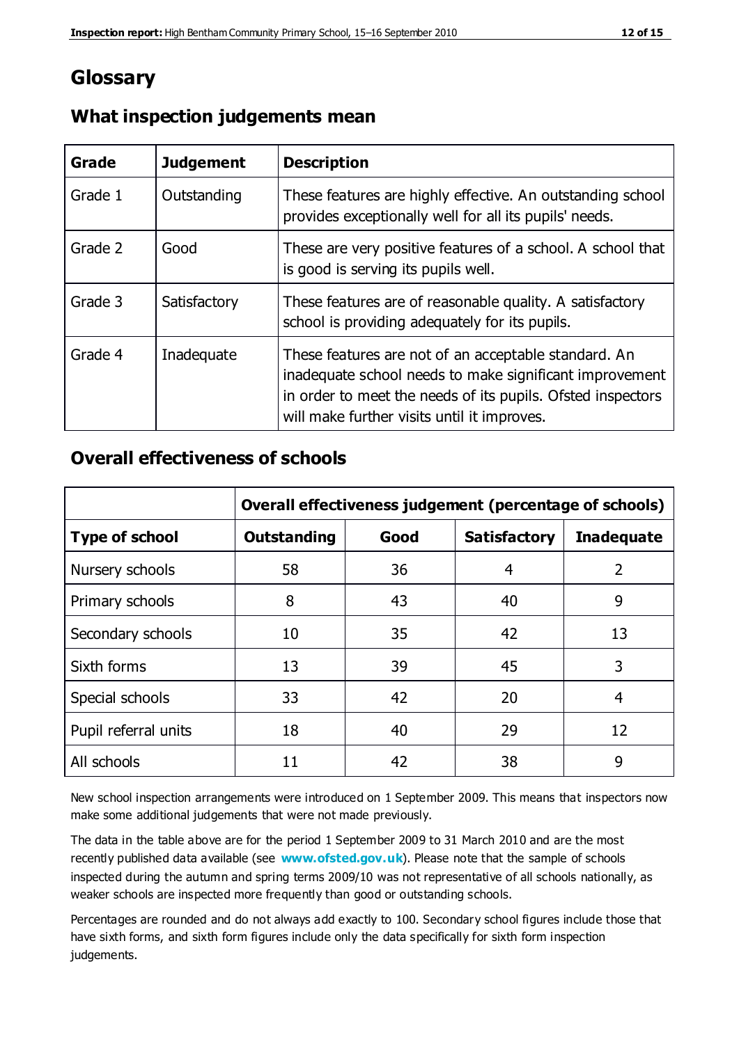# Glossary

## What inspection judgements mean

| Grade | Judgement | Description |
|---|---|---|
| Grade 1 | Outstanding | These features are highly effective. An outstanding school provides exceptionally well for all its pupils' needs. |
| Grade 2 | Good | These are very positive features of a school. A school that is good is serving its pupils well. |
| Grade 3 | Satisfactory | These features are of reasonable quality. A satisfactory school is providing adequately for its pupils. |
| Grade 4 | Inadequate | These features are not of an acceptable standard. An inadequate school needs to make significant improvement in order to meet the needs of its pupils. Ofsted inspectors will make further visits until it improves. |

## Overall effectiveness of schools

| | Overall effectiveness judgement (percentage of schools) | | | |
|---|---|---|---|---|
| **Type of school** | **Outstanding** | **Good** | **Satisfactory** | **Inadequate** |
| Nursery schools | 58 | 36 | 4 | 2 |
| Primary schools | 8 | 43 | 40 | 9 |
| Secondary schools | 10 | 35 | 42 | 13 |
| Sixth forms | 13 | 39 | 45 | 3 |
| Special schools | 33 | 42 | 20 | 4 |
| Pupil referral units | 18 | 40 | 29 | 12 |
| All schools | 11 | 42 | 38 | 9 |

New school inspection arrangements were introduced on 1 September 2009. This means that inspectors now make some additional judgements that were not made previously.

The data in the table above are for the period 1 September 2009 to 31 March 2010 and are the most recently published data available (see **www.ofsted.gov.uk**). Please note that the sample of schools inspected during the autumn and spring terms 2009/10 was not representative of all schools nationally, as weaker schools are inspected more frequently than good or outstanding schools.

Percentages are rounded and do not always add exactly to 100. Secondary school figures include those that have sixth forms, and sixth form figures include only the data specifically for sixth form inspection judgements.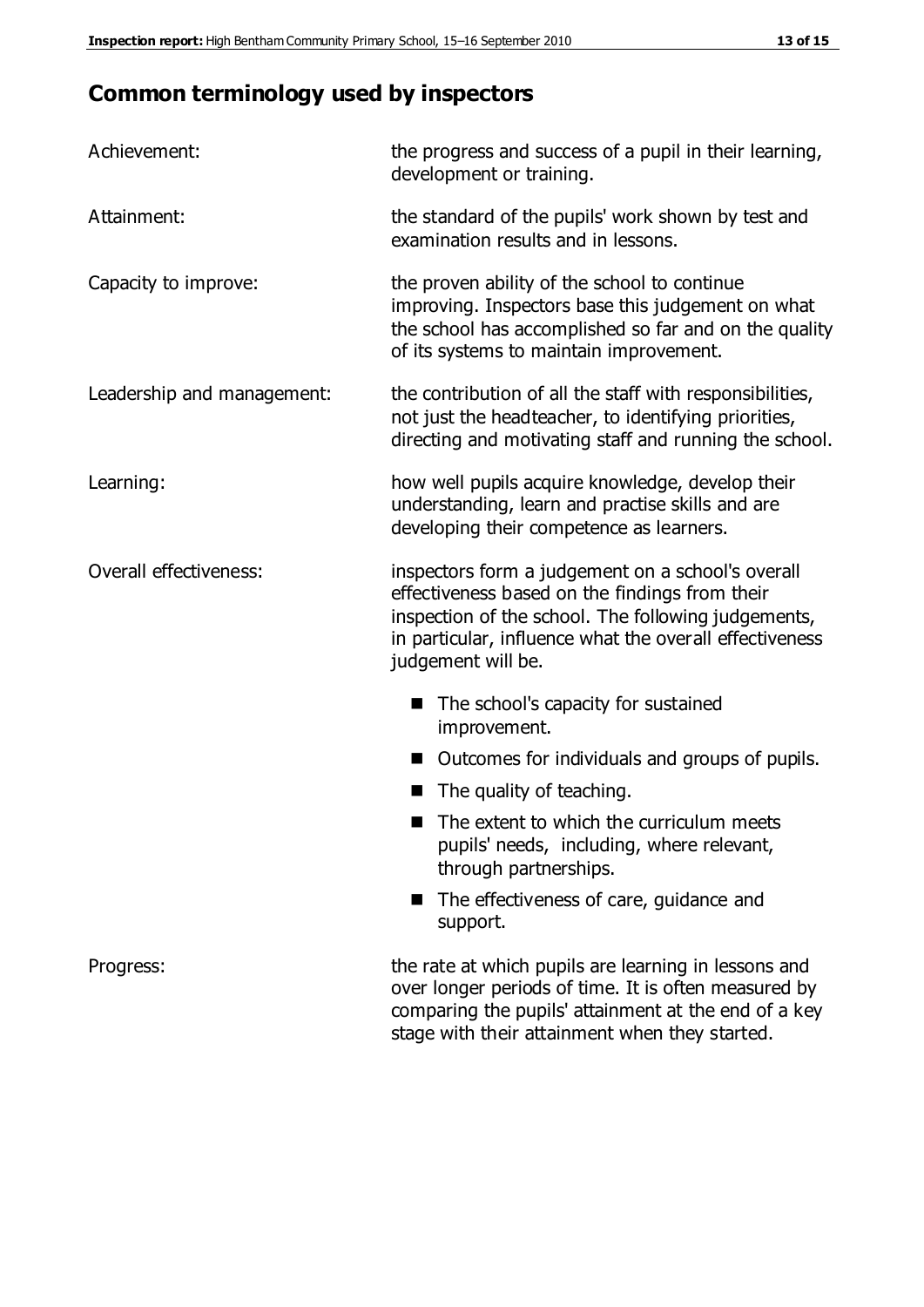## Common terminology used by inspectors

| | |
|---|---|
| Achievement: | the progress and success of a pupil in their learning, development or training. |
| Attainment: | the standard of the pupils' work shown by test and examination results and in lessons. |
| Capacity to improve: | the proven ability of the school to continue improving. Inspectors base this judgement on what the school has accomplished so far and on the quality of its systems to maintain improvement. |
| Leadership and management: | the contribution of all the staff with responsibilities, not just the headteacher, to identifying priorities, directing and motivating staff and running the school. |
| Learning: | how well pupils acquire knowledge, develop their understanding, learn and practise skills and are developing their competence as learners. |
| Overall effectiveness: | inspectors form a judgement on a school's overall effectiveness based on the findings from their inspection of the school. The following judgements, in particular, influence what the overall effectiveness judgement will be.<br>■ The school's capacity for sustained improvement.<br>■ Outcomes for individuals and groups of pupils.<br>■ The quality of teaching.<br>■ The extent to which the curriculum meets pupils' needs, including, where relevant, through partnerships.<br>■ The effectiveness of care, guidance and support. |
| Progress: | the rate at which pupils are learning in lessons and over longer periods of time. It is often measured by comparing the pupils' attainment at the end of a key stage with their attainment when they started. |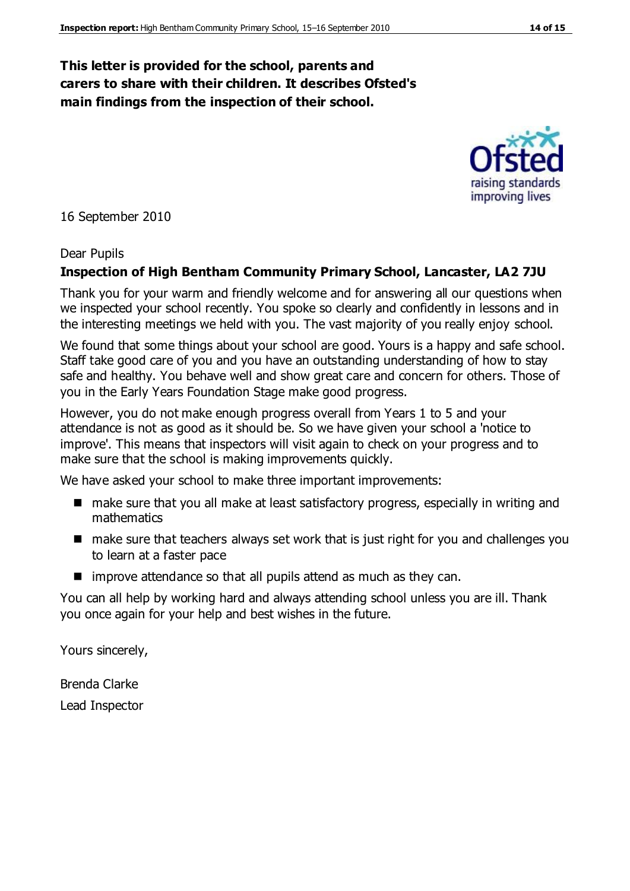**This letter is provided for the school, parents and carers to share with their children. It describes Ofsted's main findings from the inspection of their school.**

16 September 2010

Dear Pupils

**Inspection of High Bentham Community Primary School, Lancaster, LA2 7JU**

Thank you for your warm and friendly welcome and for answering all our questions when we inspected your school recently. You spoke so clearly and confidently in lessons and in the interesting meetings we held with you. The vast majority of you really enjoy school.

We found that some things about your school are good. Yours is a happy and safe school. Staff take good care of you and you have an outstanding understanding of how to stay safe and healthy. You behave well and show great care and concern for others. Those of you in the Early Years Foundation Stage make good progress.

However, you do not make enough progress overall from Years 1 to 5 and your attendance is not as good as it should be. So we have given your school a 'notice to improve'. This means that inspectors will visit again to check on your progress and to make sure that the school is making improvements quickly.

We have asked your school to make three important improvements:

- make sure that you all make at least satisfactory progress, especially in writing and mathematics
- make sure that teachers always set work that is just right for you and challenges you to learn at a faster pace
- improve attendance so that all pupils attend as much as they can.

You can all help by working hard and always attending school unless you are ill. Thank you once again for your help and best wishes in the future.

Yours sincerely,

Brenda Clarke

Lead Inspector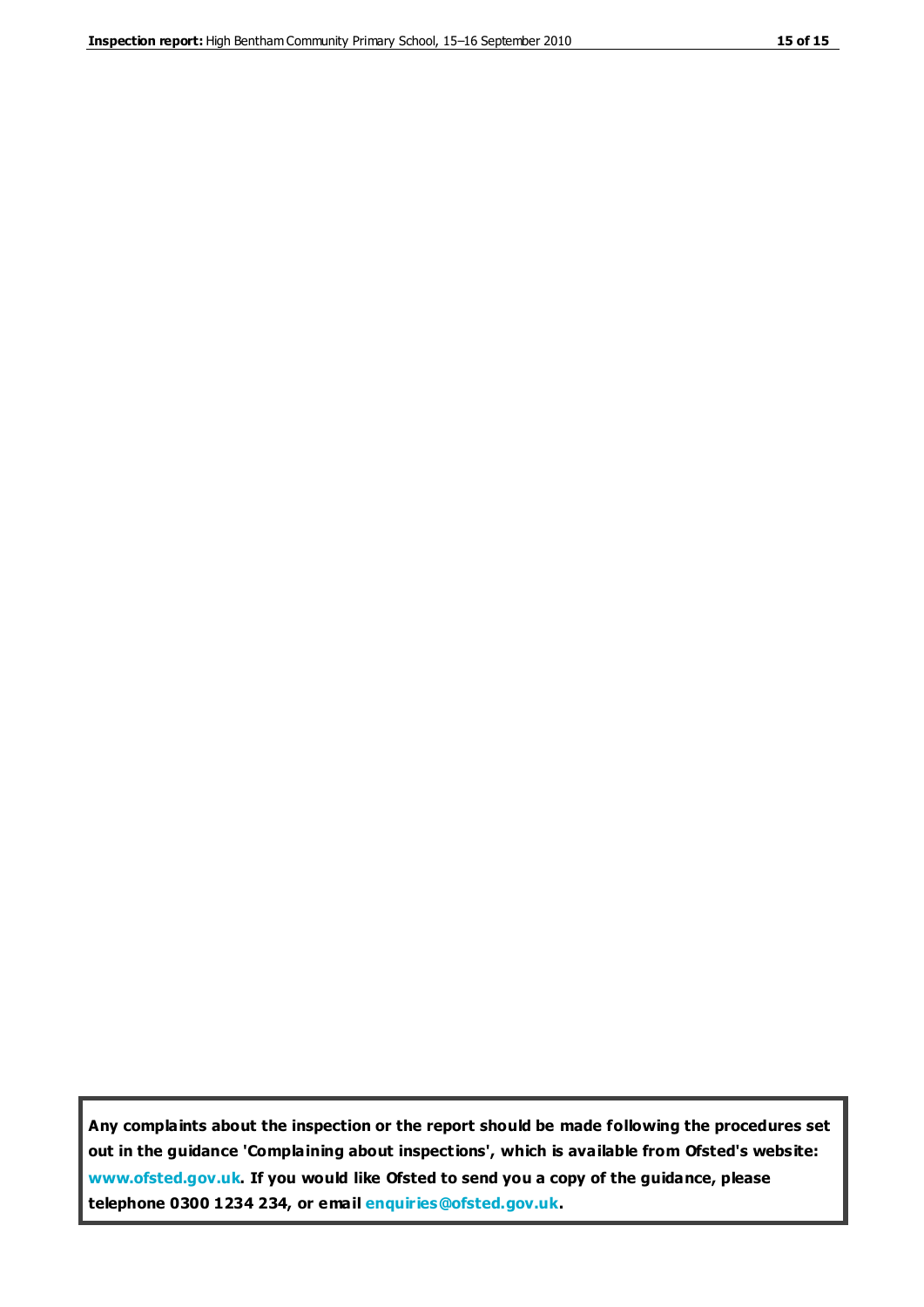**Any complaints about the inspection or the report should be made following the procedures set out in the guidance 'Complaining about inspections', which is available from Ofsted's website: www.ofsted.gov.uk. If you would like Ofsted to send you a copy of the guidance, please telephone 0300 1234 234, or email enquiries@ofsted.gov.uk.**